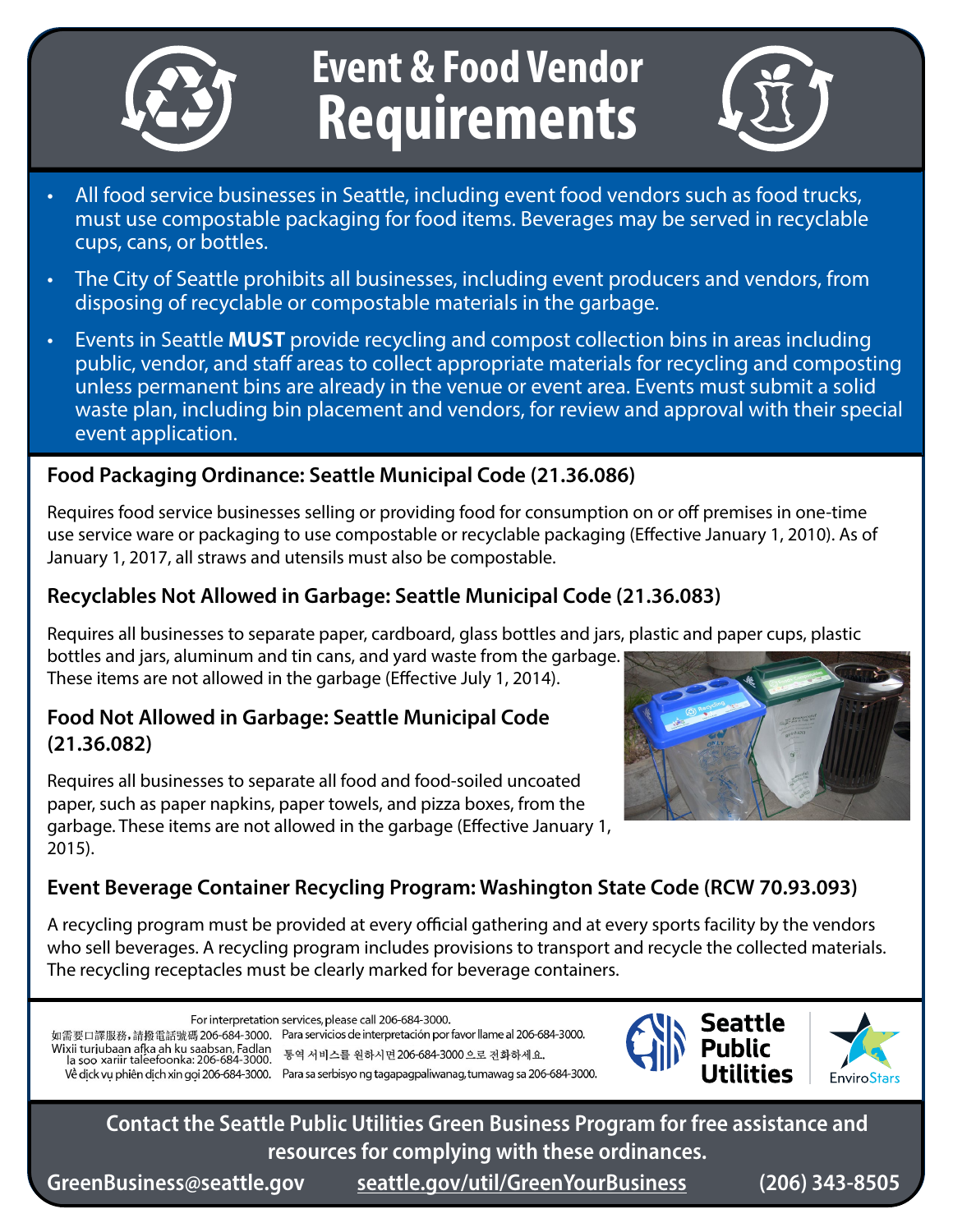# Event & Food Vendor Requirements

- All food service businesses in Seattle, including event food vendors such as food trucks, must use compostable packaging for food items. Beverages may be served in recyclable cups, cans, or bottles.
- The City of Seattle prohibits all businesses, including event producers and vendors, from disposing of recyclable or compostable materials in the garbage.
- Events in Seattle **MUST** provide recycling and compost collection bins in areas including public, vendor, and staff areas to collect appropriate materials for recycling and composting unless permanent bins are already in the venue or event area. Events must submit a solid waste plan, including bin placement and vendors, for review and approval with their special event application.

## Food Packaging Ordinance: Seattle Municipal Code (21.36.086)

Requires food service businesses selling or providing food for consumption on or off premises in one-time use service ware or packaging to use compostable or recyclable packaging (Effective January 1, 2010). As of January 1, 2017, all straws and utensils must also be compostable.

## Recyclables Not Allowed in Garbage: Seattle Municipal Code (21.36.083)

Requires all businesses to separate paper, cardboard, glass bottles and jars, plastic and paper cups, plastic bottles and jars, aluminum and tin cans, and yard waste from the garbage. These items are not allowed in the garbage (Effective July 1, 2014).

## Food Not Allowed in Garbage: Seattle Municipal Code (21.36.082)

Requires all businesses to separate all food and food-soiled uncoated paper, such as paper napkins, paper towels, and pizza boxes, from the garbage. These items are not allowed in the garbage (Effective January 1, 2015).

## Event Beverage Container Recycling Program: Washington State Code (RCW 70.93.093)

A recycling program must be provided at every official gathering and at every sports facility by the vendors who sell beverages. A recycling program includes provisions to transport and recycle the collected materials. The recycling receptacles must be clearly marked for beverage containers.

For interpretation services, please call 206-684-3000.
如需要口譯服務，請撥電話號碼206-684-3000.
Para servicios de interpretación por favor llame al 206-684-3000.
Wixii turjubaan afka ah ku saabsan, Fadlan la soo xariir taleefoonka: 206-684-3000.
통역 서비스를 원하시면 206-684-3000으로 전화하세요.
Về dịch vụ phiên dịch xin gọi 206-684-3000.
Para sa serbisyo ng tagapagpaliwanag, tumawag sa 206-684-3000.

Seattle Public Utilities

EnviroStars

**Contact the Seattle Public Utilities Green Business Program for free assistance and resources for complying with these ordinances.**

**GreenBusiness@seattle.gov** | **seattle.gov/util/GreenYourBusiness** | **(206) 343-8505**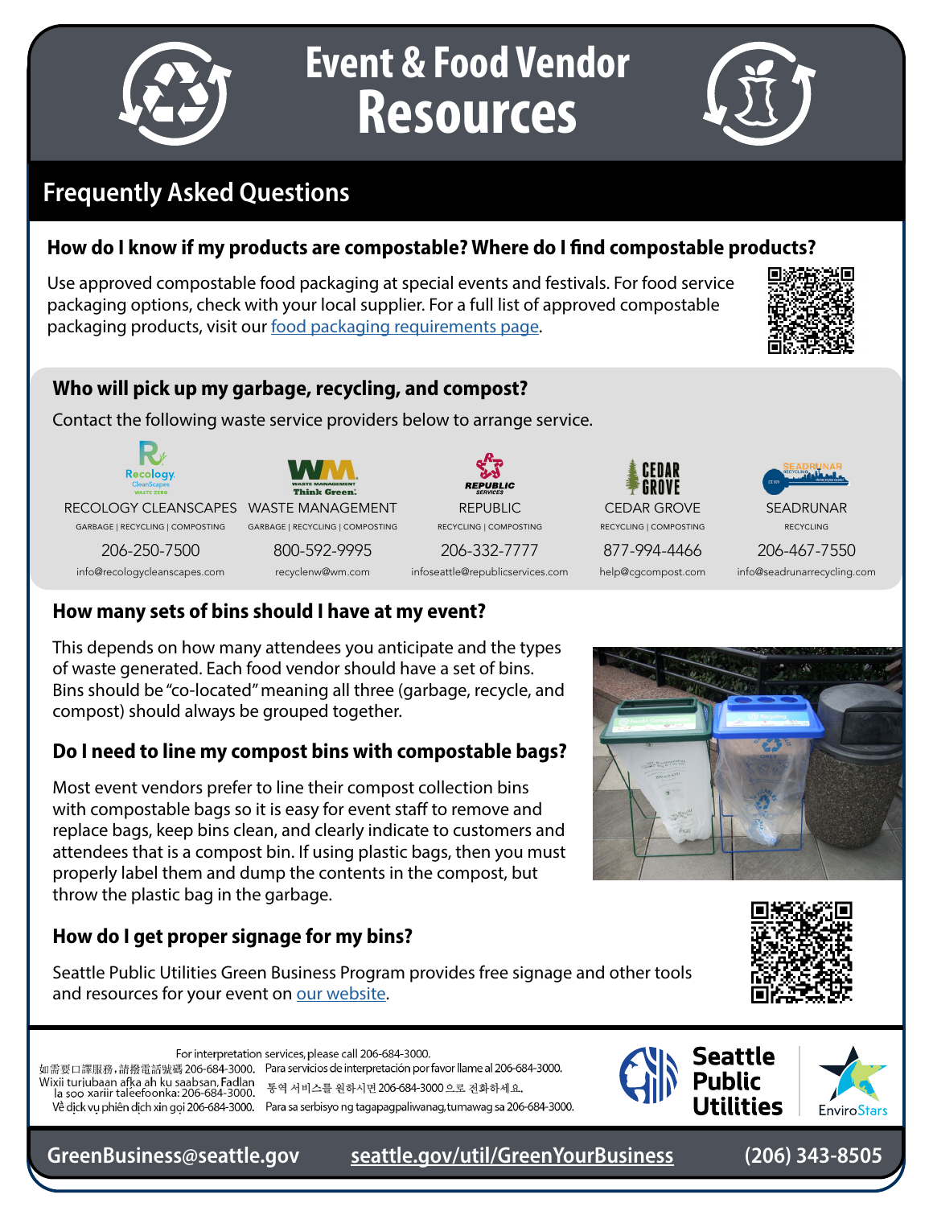# Event & Food Vendor Resources

## Frequently Asked Questions

### How do I know if my products are compostable? Where do I find compostable products?

Use approved compostable food packaging at special events and festivals. For food service packaging options, check with your local supplier. For a full list of approved compostable packaging products, visit our food packaging requirements page.

### Who will pick up my garbage, recycling, and compost?

Contact the following waste service providers below to arrange service.

| | | | | |
|---|---|---|---|---|
| RECOLOGY CLEANSCAPES | WASTE MANAGEMENT | REPUBLIC | CEDAR GROVE | SEADRUNAR |
| GARBAGE \| RECYCLING \| COMPOSTING | GARBAGE \| RECYCLING \| COMPOSTING | RECYCLING \| COMPOSTING | RECYCLING \| COMPOSTING | RECYCLING |
| 206-250-7500 | 800-592-9995 | 206-332-7777 | 877-994-4466 | 206-467-7550 |
| info@recologycleanscapes.com | recyclenw@wm.com | infoseattle@republicservices.com | help@cgcompost.com | info@seadrunarrecycling.com |

### How many sets of bins should I have at my event?

This depends on how many attendees you anticipate and the types of waste generated. Each food vendor should have a set of bins. Bins should be "co-located" meaning all three (garbage, recycle, and compost) should always be grouped together.

### Do I need to line my compost bins with compostable bags?

Most event vendors prefer to line their compost collection bins with compostable bags so it is easy for event staff to remove and replace bags, keep bins clean, and clearly indicate to customers and attendees that is a compost bin. If using plastic bags, then you must properly label them and dump the contents in the compost, but throw the plastic bag in the garbage.

### How do I get proper signage for my bins?

Seattle Public Utilities Green Business Program provides free signage and other tools and resources for your event on our website.

For interpretation services, please call 206-684-3000.
如需要口譯服務，請撥電話號碼 206-684-3000.
Para servicios de interpretación por favor llame al 206-684-3000.
Wixii turjubaan afka ah ku saabsan, Fadlan la soo xariir taleefoonka: 206-684-3000.
통역 서비스를 원하시면 206-684-3000 으로 전화하세요.
Về dịch vụ phiên dịch xin gọi 206-684-3000.
Para sa serbisyo ng tagapagpaliwanag, tumawag sa 206-684-3000.

Seattle Public Utilities | EnviroStars

GreenBusiness@seattle.gov | seattle.gov/util/GreenYourBusiness | (206) 343-8505